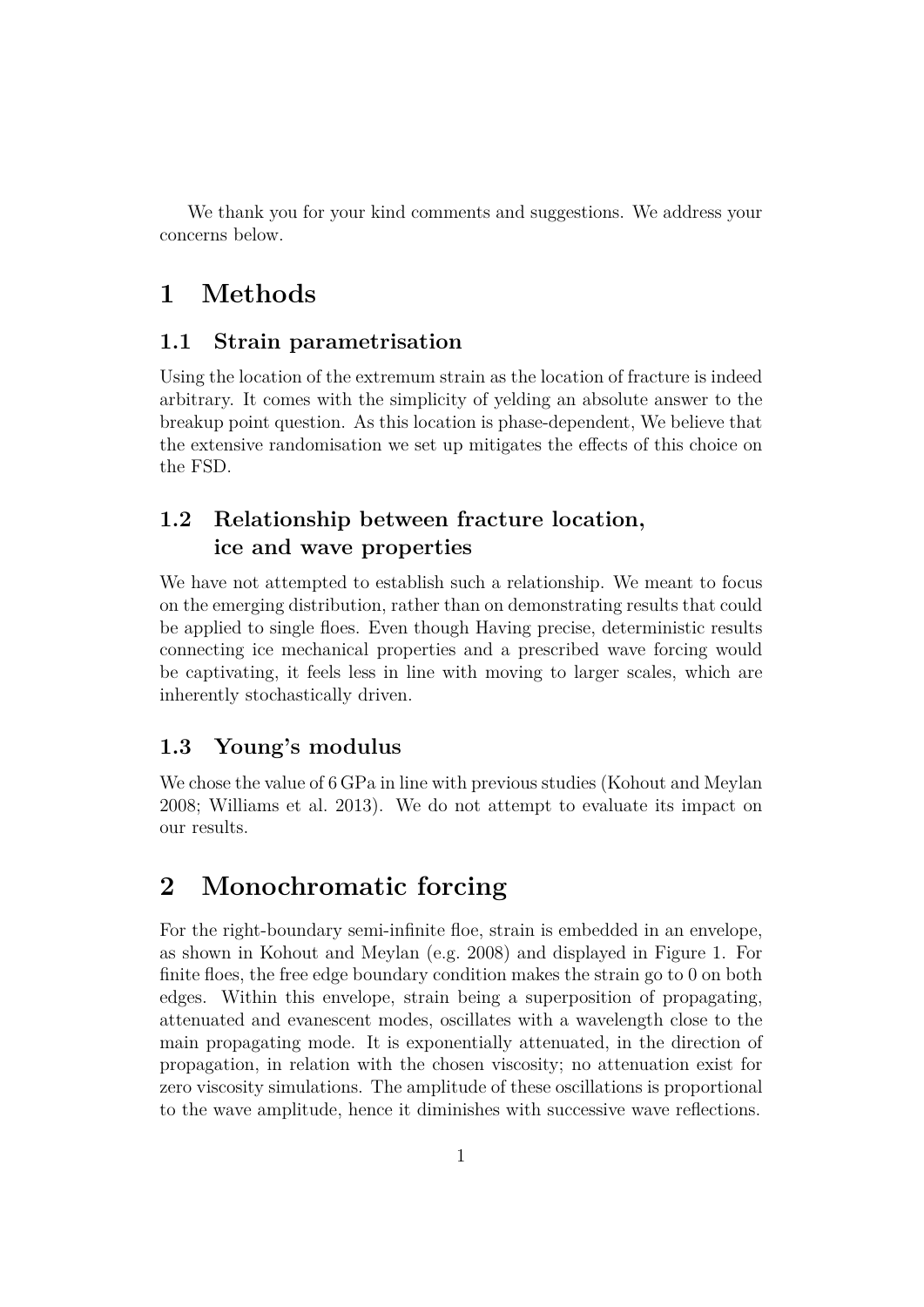We thank you for your kind comments and suggestions. We address your concerns below.

# 1 Methods

## 1.1 Strain parametrisation

Using the location of the extremum strain as the location of fracture is indeed arbitrary. It comes with the simplicity of yelding an absolute answer to the breakup point question. As this location is phase-dependent, We believe that the extensive randomisation we set up mitigates the effects of this choice on the FSD.

## 1.2 Relationship between fracture location, ice and wave properties

We have not attempted to establish such a relationship. We meant to focus on the emerging distribution, rather than on demonstrating results that could be applied to single floes. Even though Having precise, deterministic results connecting ice mechanical properties and a prescribed wave forcing would be captivating, it feels less in line with moving to larger scales, which are inherently stochastically driven.

## 1.3 Young's modulus

We chose the value of 6 GPa in line with previous studies (Kohout and Meylan 2008; Williams et al. 2013). We do not attempt to evaluate its impact on our results.

# 2 Monochromatic forcing

For the right-boundary semi-infinite floe, strain is embedded in an envelope, as shown in Kohout and Meylan (e.g. 2008) and displayed in Figure 1. For finite floes, the free edge boundary condition makes the strain go to 0 on both edges. Within this envelope, strain being a superposition of propagating, attenuated and evanescent modes, oscillates with a wavelength close to the main propagating mode. It is exponentially attenuated, in the direction of propagation, in relation with the chosen viscosity; no attenuation exist for zero viscosity simulations. The amplitude of these oscillations is proportional to the wave amplitude, hence it diminishes with successive wave reflections.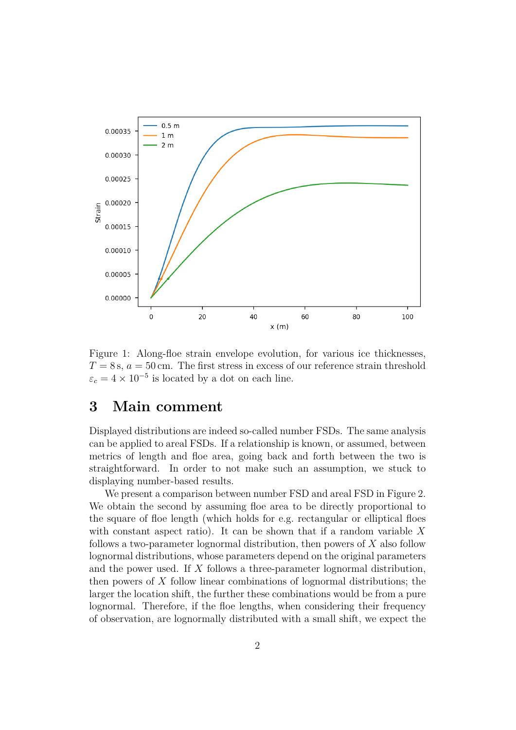Figure 1: Along-floe strain envelope evolution, for various ice thicknesses, $T = 8\,\mathrm{s}$, $a = 50\,\mathrm{cm}$. The first stress in excess of our reference strain threshold $\varepsilon_c = 4 \times 10^{-5}$ is located by a dot on each line.

## 3 Main comment

Displayed distributions are indeed so-called number FSDs. The same analysis can be applied to areal FSDs. If a relationship is known, or assumed, between metrics of length and floe area, going back and forth between the two is straightforward. In order to not make such an assumption, we stuck to displaying number-based results.

We present a comparison between number FSD and areal FSD in Figure 2. We obtain the second by assuming floe area to be directly proportional to the square of floe length (which holds for e.g. rectangular or elliptical floes with constant aspect ratio). It can be shown that if a random variable $X$ follows a two-parameter lognormal distribution, then powers of $X$ also follow lognormal distributions, whose parameters depend on the original parameters and the power used. If $X$ follows a three-parameter lognormal distribution, then powers of $X$ follow linear combinations of lognormal distributions; the larger the location shift, the further these combinations would be from a pure lognormal. Therefore, if the floe lengths, when considering their frequency of observation, are lognormally distributed with a small shift, we expect the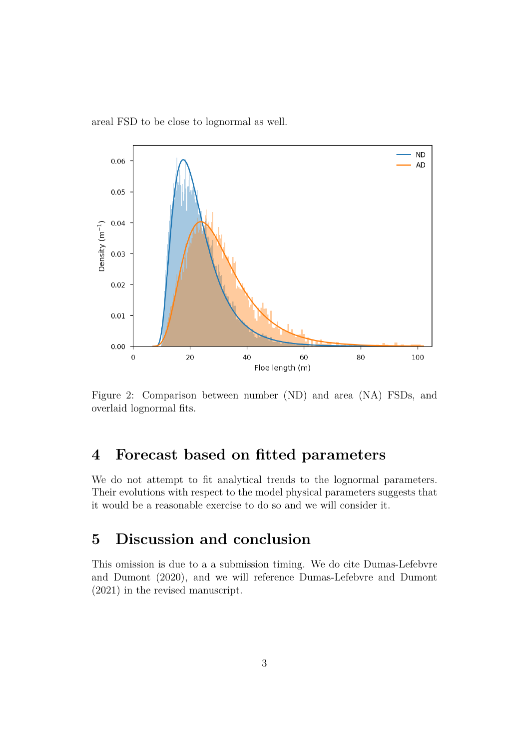areal FSD to be close to lognormal as well.

Figure 2: Comparison between number (ND) and area (NA) FSDs, and overlaid lognormal fits.

## 4 Forecast based on fitted parameters

We do not attempt to fit analytical trends to the lognormal parameters. Their evolutions with respect to the model physical parameters suggests that it would be a reasonable exercise to do so and we will consider it.

## 5 Discussion and conclusion

This omission is due to a a submission timing. We do cite Dumas-Lefebvre and Dumont (2020), and we will reference Dumas-Lefebvre and Dumont (2021) in the revised manuscript.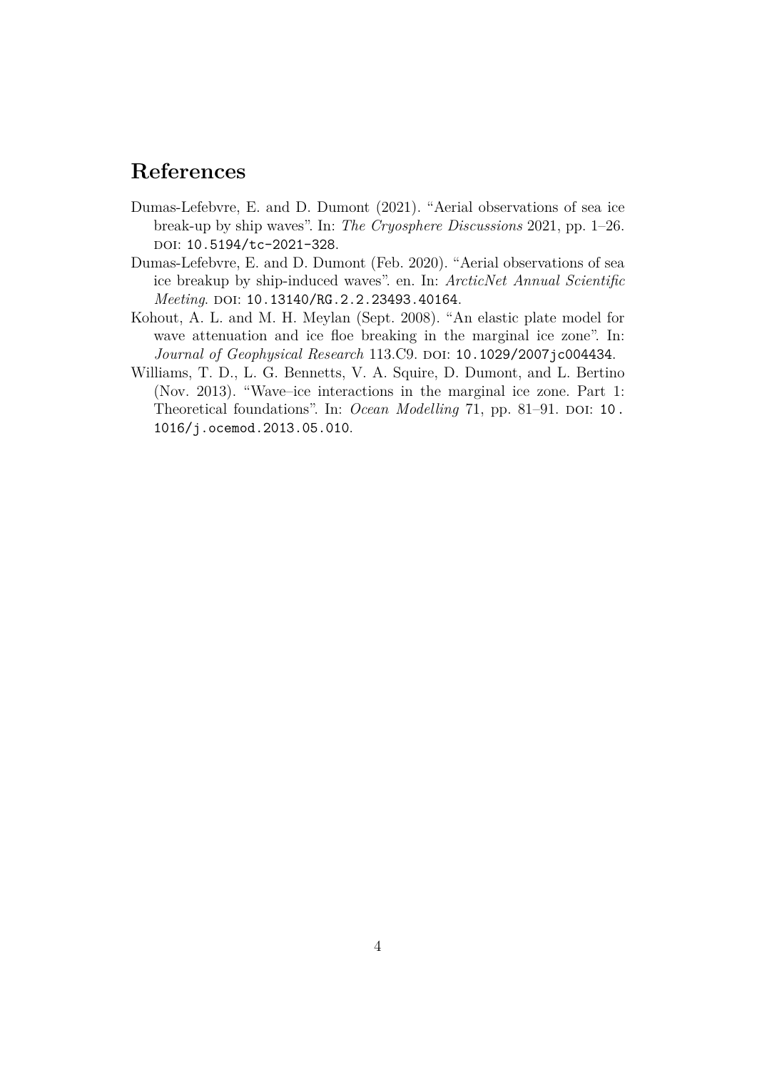## References

Dumas-Lefebvre, E. and D. Dumont (2021). "Aerial observations of sea ice break-up by ship waves". In: *The Cryosphere Discussions* 2021, pp. 1–26. DOI: 10.5194/tc-2021-328.

Dumas-Lefebvre, E. and D. Dumont (Feb. 2020). "Aerial observations of sea ice breakup by ship-induced waves". en. In: *ArcticNet Annual Scientific Meeting*. DOI: 10.13140/RG.2.2.23493.40164.

Kohout, A. L. and M. H. Meylan (Sept. 2008). "An elastic plate model for wave attenuation and ice floe breaking in the marginal ice zone". In: *Journal of Geophysical Research* 113.C9. DOI: 10.1029/2007jc004434.

Williams, T. D., L. G. Bennetts, V. A. Squire, D. Dumont, and L. Bertino (Nov. 2013). "Wave–ice interactions in the marginal ice zone. Part 1: Theoretical foundations". In: *Ocean Modelling* 71, pp. 81–91. DOI: 10.1016/j.ocemod.2013.05.010.